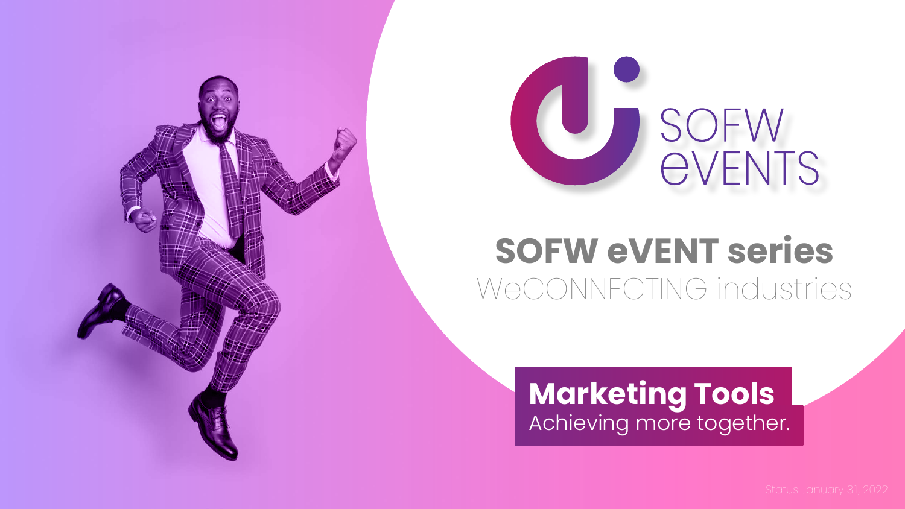SOFW eVENTS

# SOFW eVENT series

WeCONNECTING industries

## Marketing Tools

Achieving more together.

Status January 31, 2022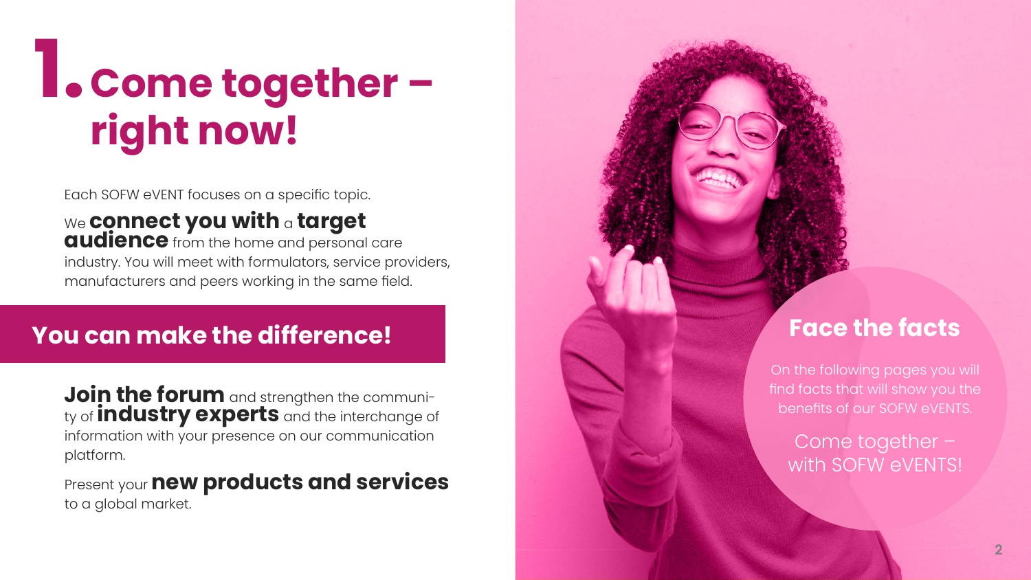# 1. Come together – right now!

Each SOFW eVENT focuses on a specific topic.

We **connect you with** a **target audience** from the home and personal care industry. You will meet with formulators, service providers, manufacturers and peers working in the same field.

## You can make the difference!

**Join the forum** and strengthen the community of **industry experts** and the interchange of information with your presence on our communication platform.

Present your **new products and services** to a global market.

## Face the facts

On the following pages you will find facts that will show you the benefits of our SOFW eVENTS.

Come together – with SOFW eVENTS!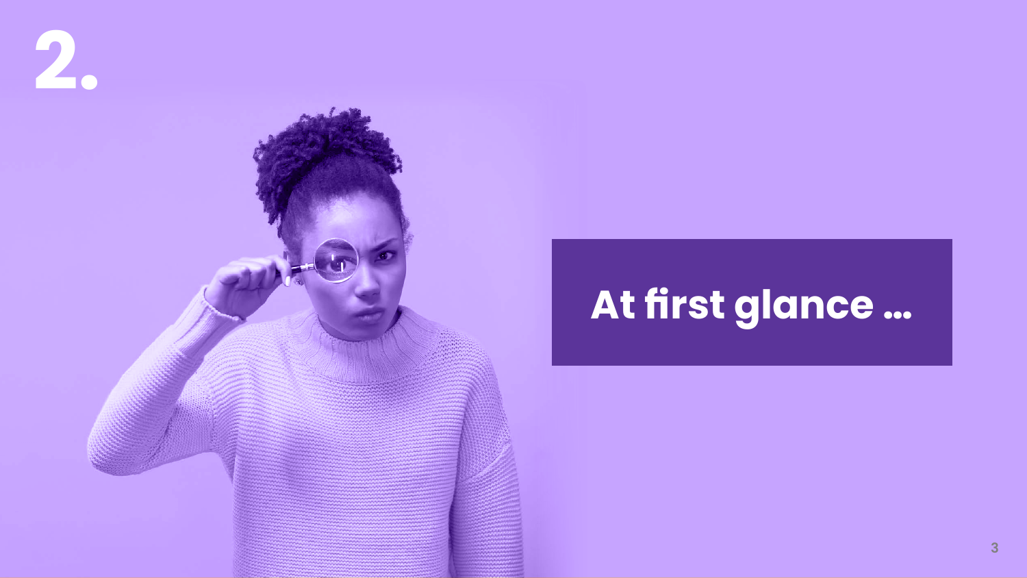# 2.

## At first glance …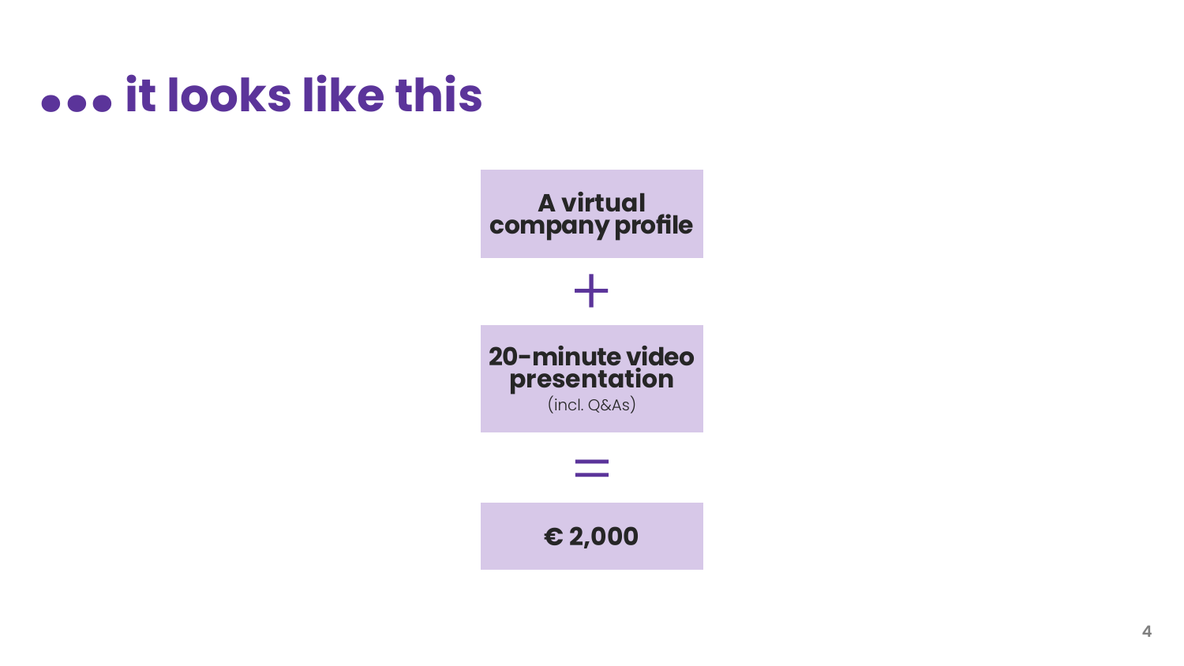# ••• it looks like this

**A virtual company profile**

+

**20-minute video presentation**
(incl. Q&As)

=

**€ 2,000**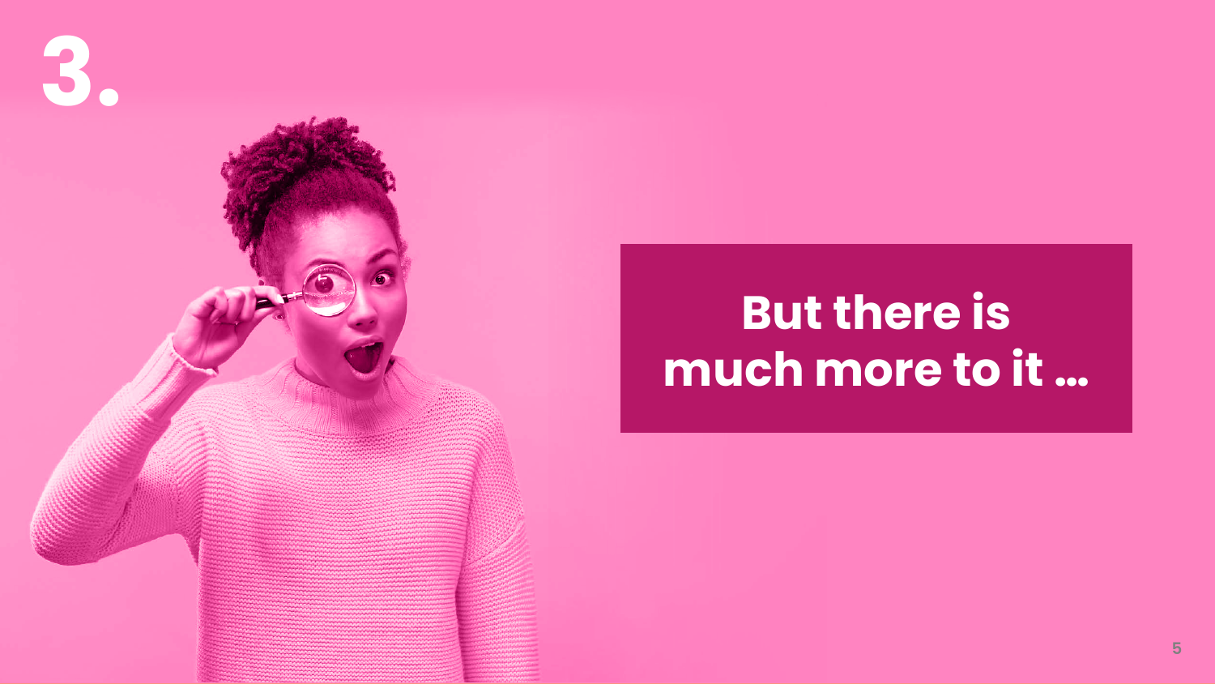# 3.

**But there is much more to it ...**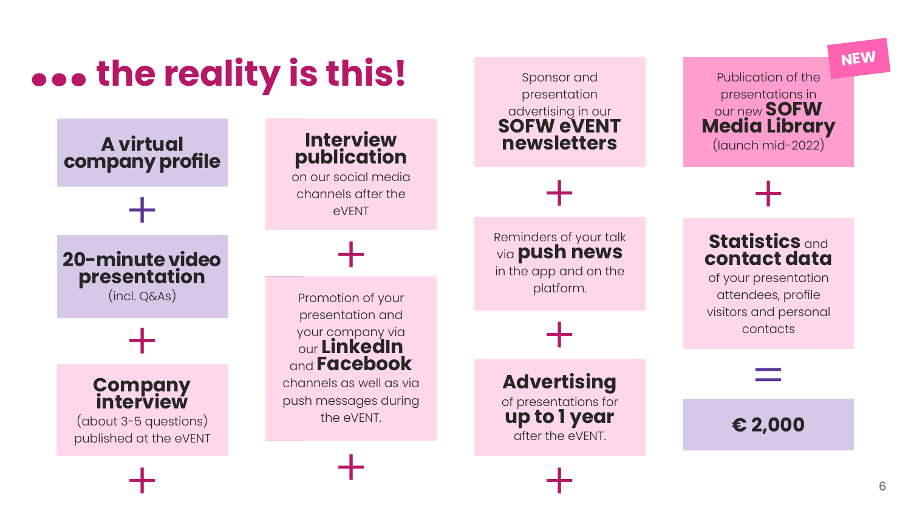# ... the reality is this!

**A virtual company profile**

+

**20-minute video presentation**
(incl. Q&As)

+

**Company interview**
(about 3-5 questions) published at the eVENT

+

**Interview publication**
on our social media channels after the eVENT

+

Promotion of your presentation and your company via our **LinkedIn** and **Facebook** channels as well as via push messages during the eVENT.

+

Sponsor and presentation advertising in our **SOFW eVENT newsletters**

+

Reminders of your talk via **push news** in the app and on the platform.

+

**Advertising**
of presentations for **up to 1 year** after the eVENT.

+

NEW

Publication of the presentations in our new **SOFW Media Library**
(launch mid-2022)

+

**Statistics** and **contact data**
of your presentation attendees, profile visitors and personal contacts

=

**€ 2,000**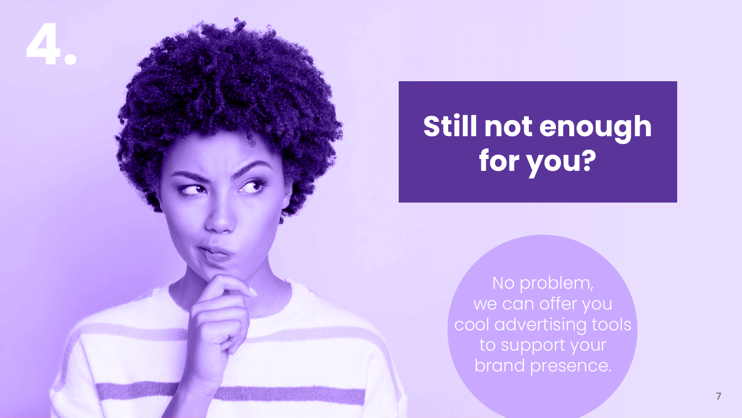# 4.

## Still not enough for you?

No problem, we can offer you cool advertising tools to support your brand presence.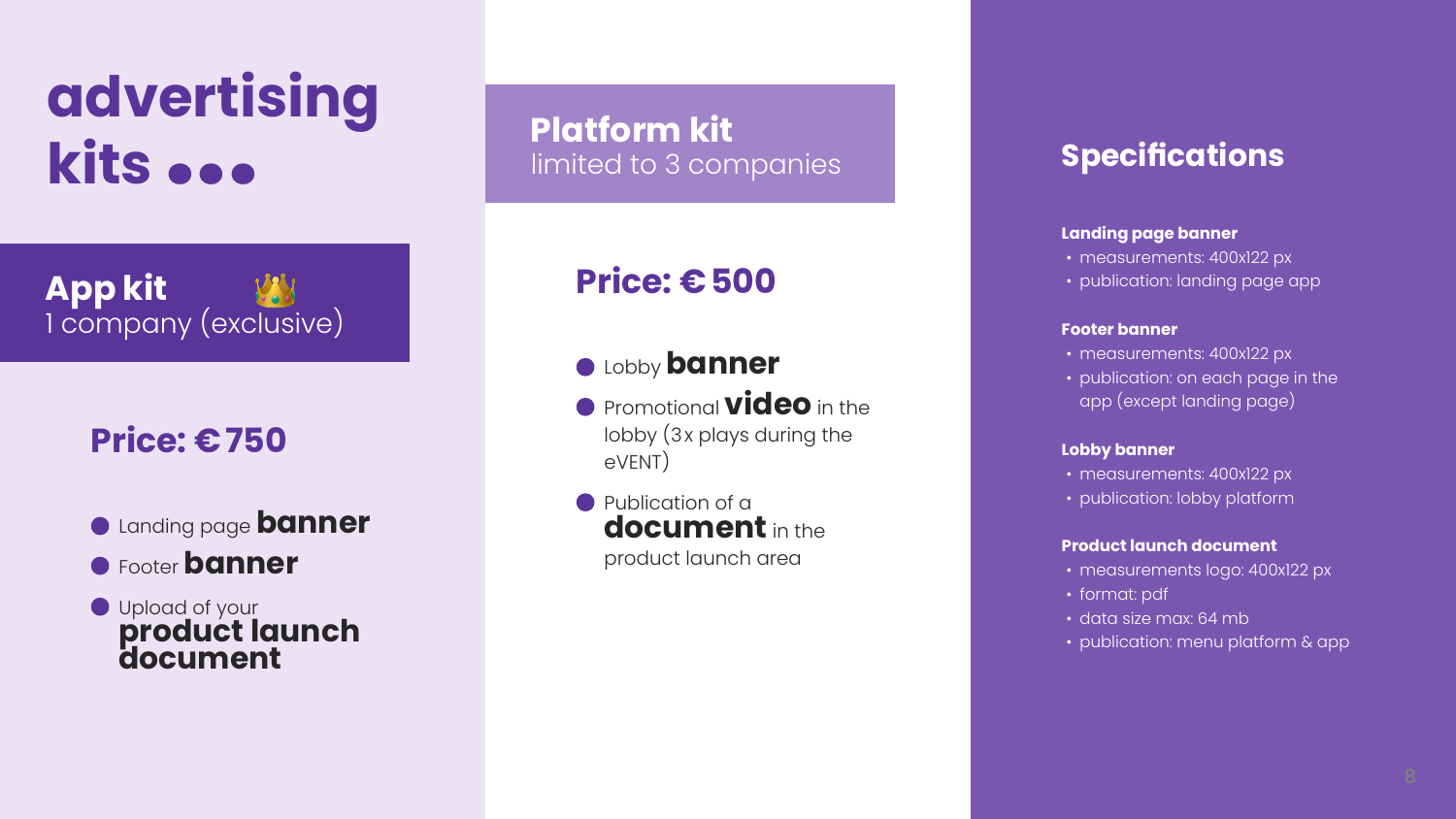# advertising kits •••

## App kit 👑
1 company (exclusive)

### Price: € 750

- Landing page **banner**
- Footer **banner**
- Upload of your **product launch document**

## Platform kit
limited to 3 companies

### Price: € 500

- Lobby **banner**
- Promotional **video** in the lobby (3x plays during the eVENT)
- Publication of a **document** in the product launch area

## Specifications

**Landing page banner**
- measurements: 400x122 px
- publication: landing page app

**Footer banner**
- measurements: 400x122 px
- publication: on each page in the app (except landing page)

**Lobby banner**
- measurements: 400x122 px
- publication: lobby platform

**Product launch document**
- measurements logo: 400x122 px
- format: pdf
- data size max: 64 mb
- publication: menu platform & app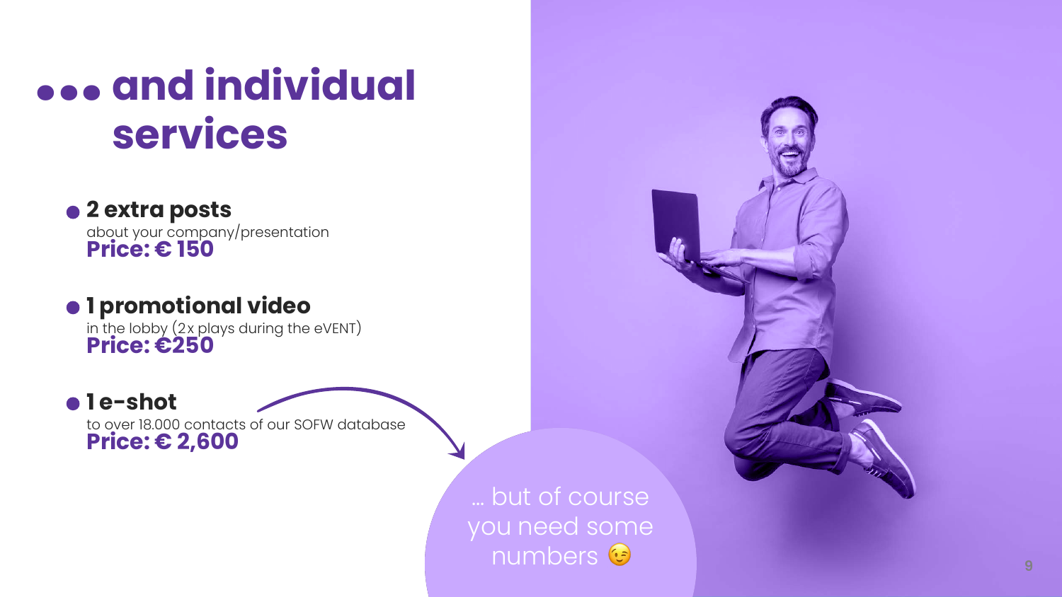# ... and individual services

- **2 extra posts**
  about your company/presentation
  **Price: € 150**

- **1 promotional video**
  in the lobby (2x plays during the eVENT)
  **Price: €250**

- **1 e-shot**
  to over 18.000 contacts of our SOFW database
  **Price: € 2,600**

... but of course you need some numbers 😉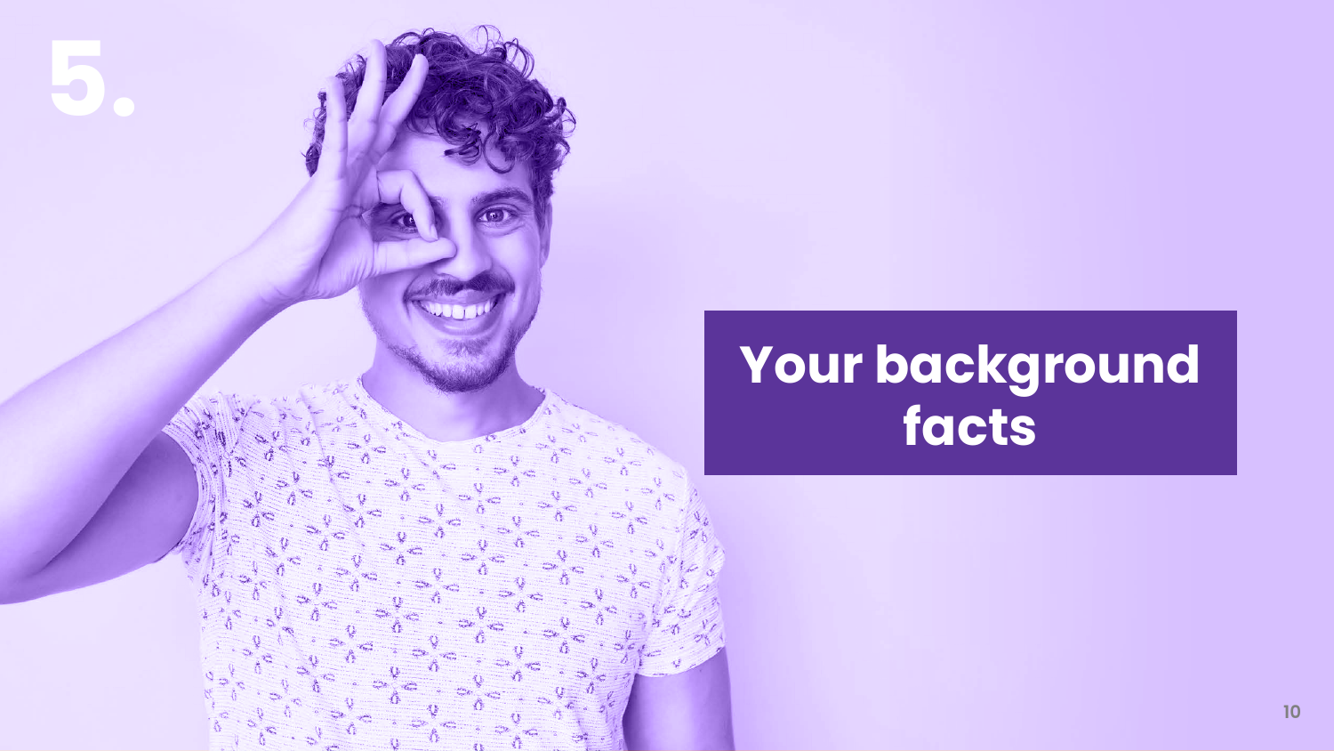5.

# Your background facts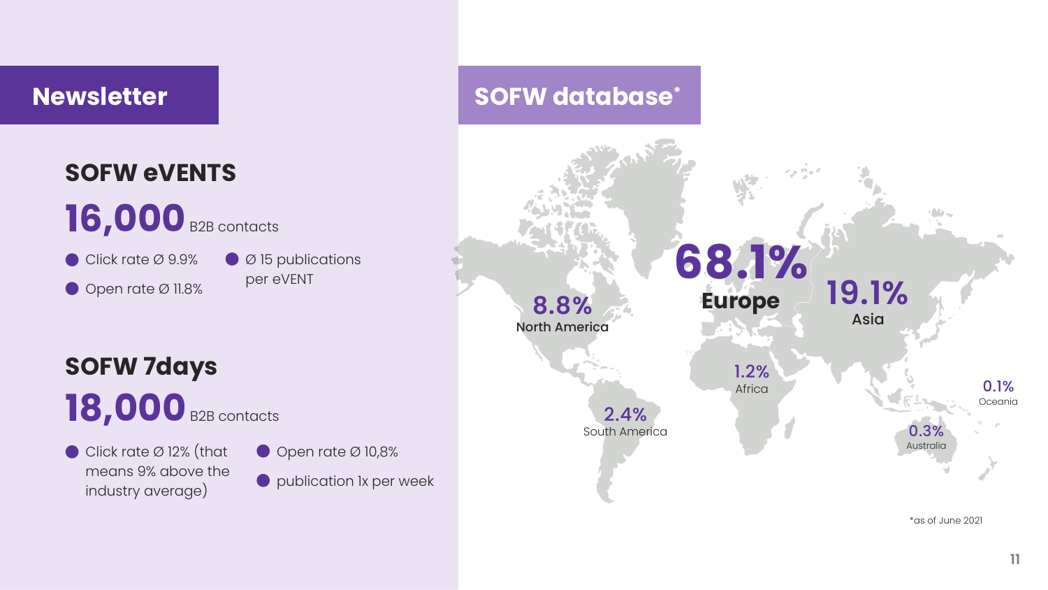## Newsletter

### SOFW eVENTS

**16,000** B2B contacts

- Click rate Ø 9.9%
- Open rate Ø 11.8%
- Ø 15 publications per eVENT

### SOFW 7days

**18,000** B2B contacts

- Click rate Ø 12% (that means 9% above the industry average)
- Open rate Ø 10,8%
- publication 1x per week

## SOFW database*

68.1%
Europe

19.1%
Asia

8.8%
North America

2.4%
South America

1.2%
Africa

0.3%
Australia

0.1%
Oceania

*as of June 2021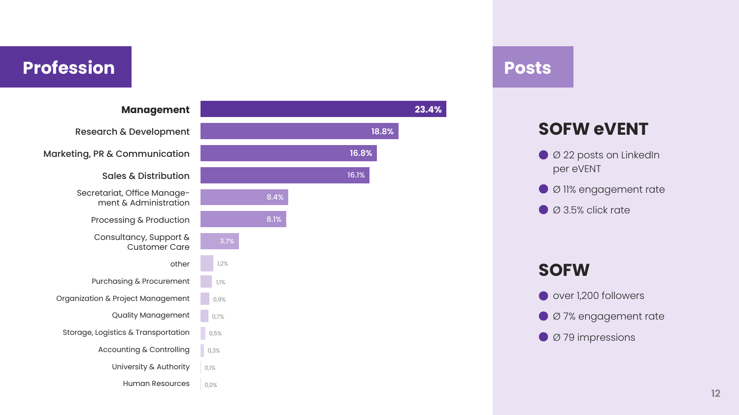## Profession

Management 23.4%

Research & Development 18.8%

Marketing, PR & Communication 16.8%

Sales & Distribution 16.1%

Secretariat, Office Manage-ment & Administration 8.4%

Processing & Production 8.1%

Consultancy, Support & Customer Care 3.7%

other 1,2%

Purchasing & Procurement 1,1%

Organization & Project Management 0,9%

Quality Management 0,7%

Storage, Logistics & Transportation 0,5%

Accounting & Controlling 0,3%

University & Authority 0,1%

Human Resources 0,0%

## Posts

### SOFW eVENT

- Ø 22 posts on LinkedIn per eVENT
- Ø 11% engagement rate
- Ø 3.5% click rate

### SOFW

- over 1,200 followers
- Ø 7% engagement rate
- Ø 79 impressions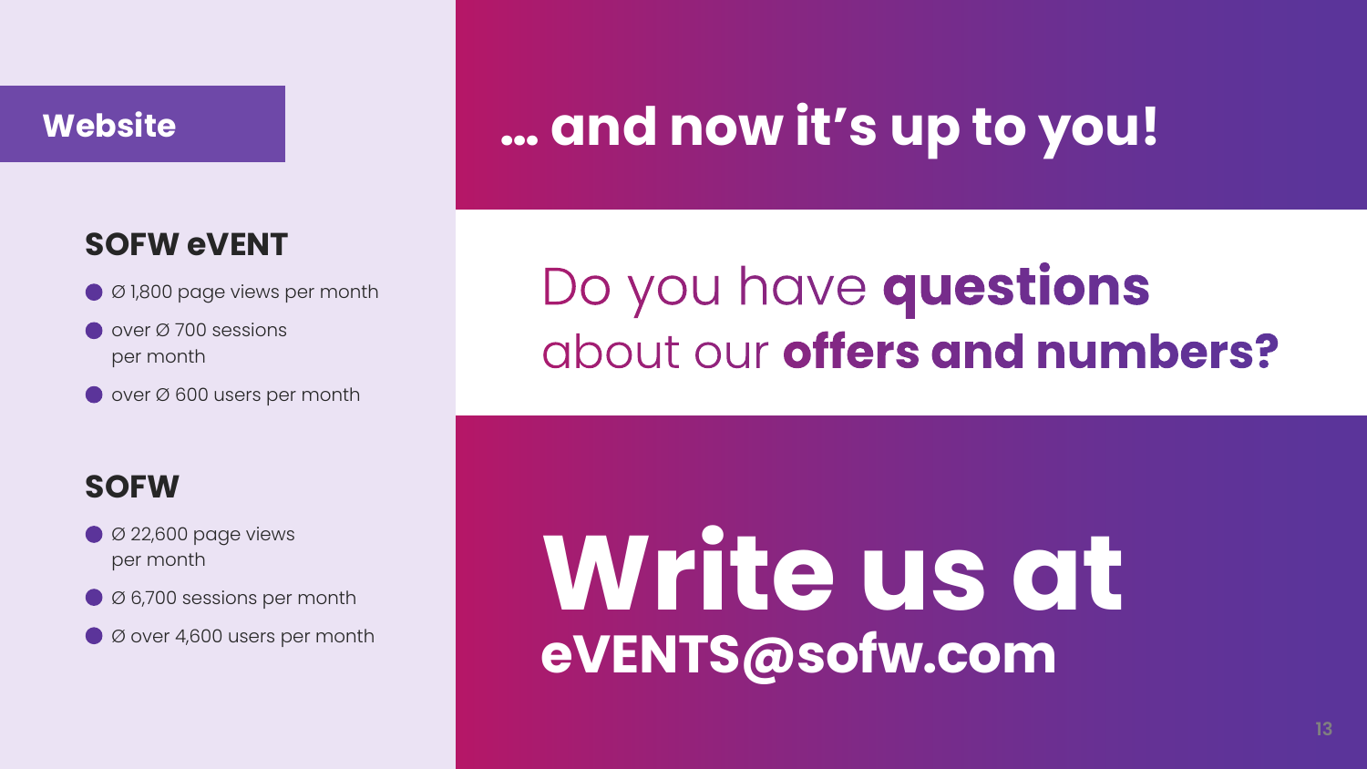## Website

### SOFW eVENT

- Ø 1,800 page views per month
- over Ø 700 sessions per month
- over Ø 600 users per month

### SOFW

- Ø 22,600 page views per month
- Ø 6,700 sessions per month
- Ø over 4,600 users per month

# ... and now it's up to you!

Do you have **questions** about our **offers and numbers?**

# Write us at

**eVENTS@sofw.com**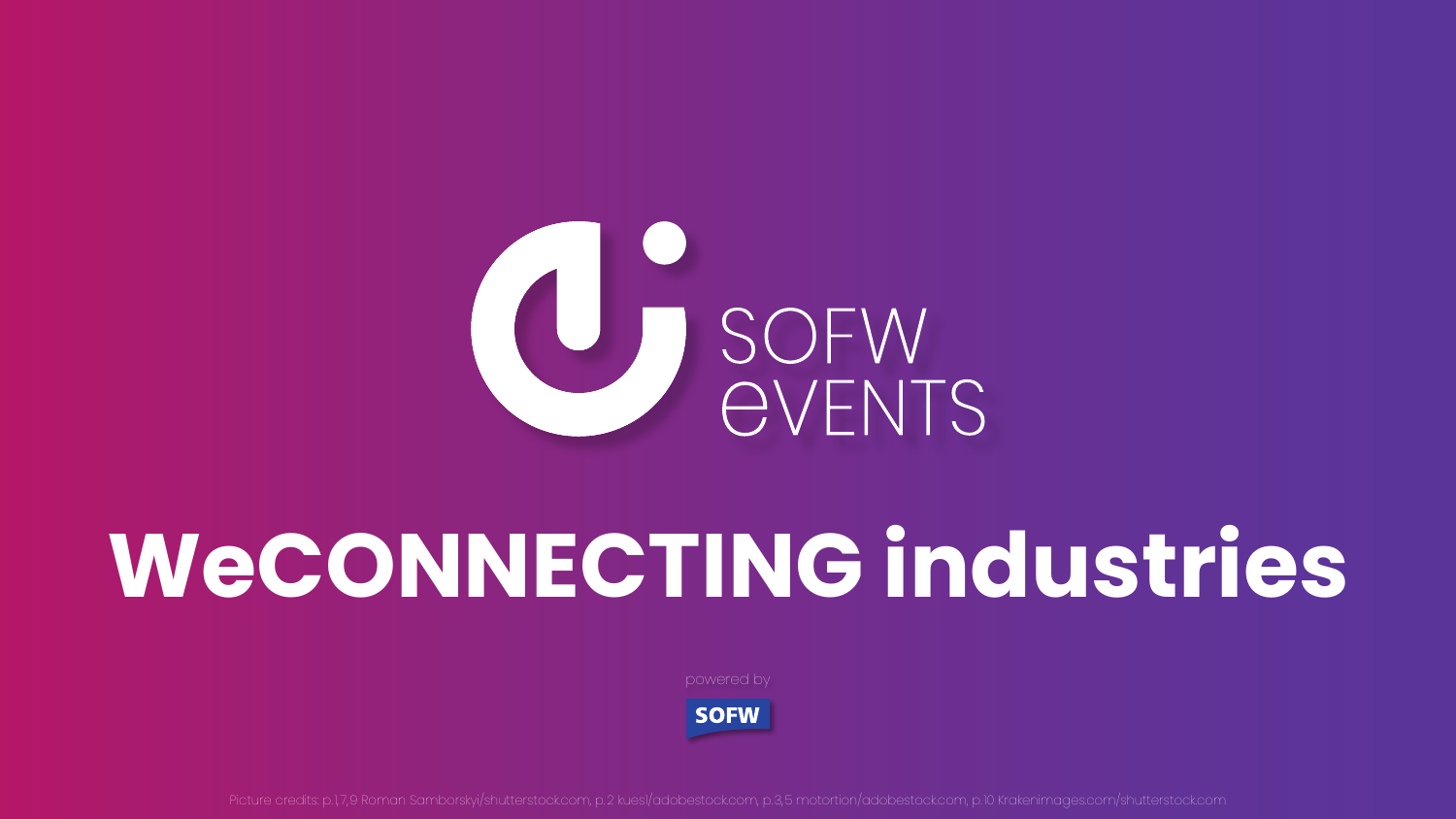SOFW
eVENTS

# WeCONNECTING industries

powered by

SOFW

Picture credits: p.1,7,9 Roman Samborskyi/shutterstock.com, p.2 kues1/adobestock.com, p.3,5 motortion/adobestock.com, p.10 Krakenimages.com/shutterstock.com